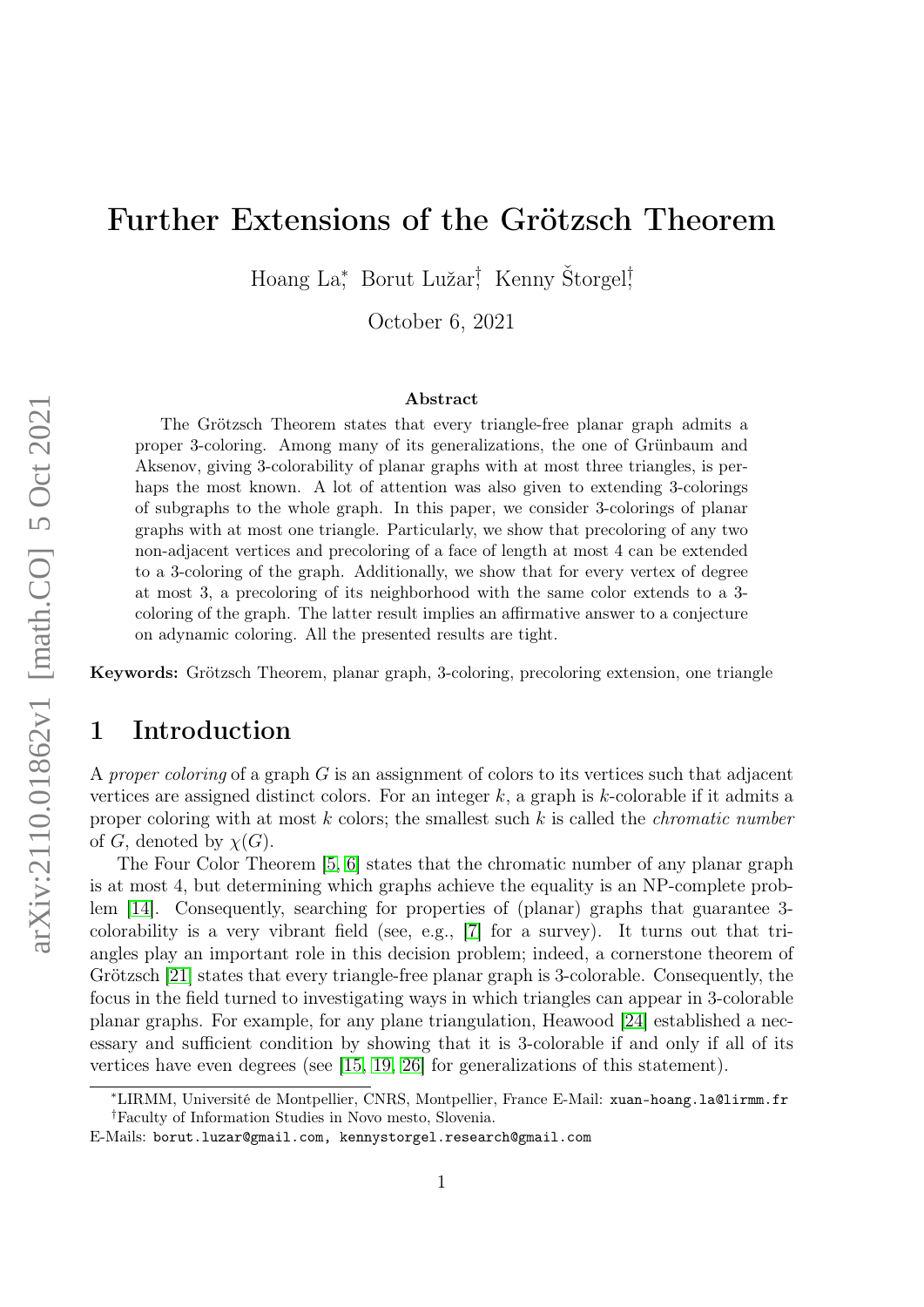# Further Extensions of the Grötzsch Theorem

Hoang La[*], Borut Lužar[†], Kenny Štorgel[†]

October 6, 2021

## Abstract

The Grötzsch Theorem states that every triangle-free planar graph admits a proper 3-coloring. Among many of its generalizations, the one of Grünbaum and Aksenov, giving 3-colorability of planar graphs with at most three triangles, is perhaps the most known. A lot of attention was also given to extending 3-colorings of subgraphs to the whole graph. In this paper, we consider 3-colorings of planar graphs with at most one triangle. Particularly, we show that precoloring of any two non-adjacent vertices and precoloring of a face of length at most 4 can be extended to a 3-coloring of the graph. Additionally, we show that for every vertex of degree at most 3, a precoloring of its neighborhood with the same color extends to a 3-coloring of the graph. The latter result implies an affirmative answer to a conjecture on adynamic coloring. All the presented results are tight.

**Keywords:** Grötzsch Theorem, planar graph, 3-coloring, precoloring extension, one triangle

## 1 Introduction

A *proper coloring* of a graph $G$ is an assignment of colors to its vertices such that adjacent vertices are assigned distinct colors. For an integer $k$, a graph is $k$-colorable if it admits a proper coloring with at most $k$ colors; the smallest such $k$ is called the *chromatic number* of $G$, denoted by $\chi(G)$.

The Four Color Theorem [5, 6] states that the chromatic number of any planar graph is at most 4, but determining which graphs achieve the equality is an NP-complete problem [14]. Consequently, searching for properties of (planar) graphs that guarantee 3-colorability is a very vibrant field (see, e.g., [7] for a survey). It turns out that triangles play an important role in this decision problem; indeed, a cornerstone theorem of Grötzsch [21] states that every triangle-free planar graph is 3-colorable. Consequently, the focus in the field turned to investigating ways in which triangles can appear in 3-colorable planar graphs. For example, for any plane triangulation, Heawood [24] established a necessary and sufficient condition by showing that it is 3-colorable if and only if all of its vertices have even degrees (see [15, 19, 26] for generalizations of this statement).

[*]LIRMM, Université de Montpellier, CNRS, Montpellier, France E-Mail: xuan-hoang.la@lirmm.fr
[†]Faculty of Information Studies in Novo mesto, Slovenia.
E-Mails: borut.luzar@gmail.com, kennystorgel.research@gmail.com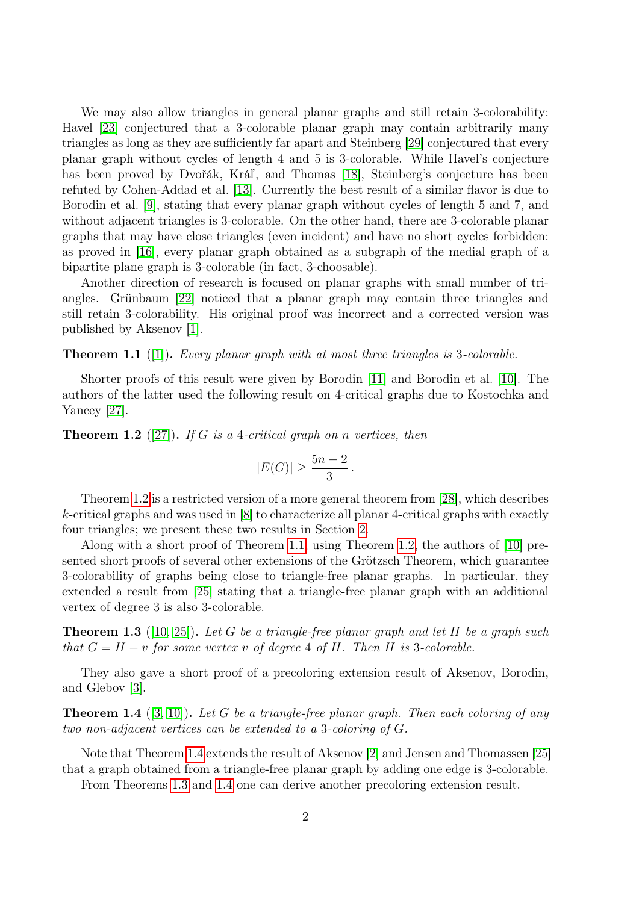We may also allow triangles in general planar graphs and still retain 3-colorability: Havel [23] conjectured that a 3-colorable planar graph may contain arbitrarily many triangles as long as they are sufficiently far apart and Steinberg [29] conjectured that every planar graph without cycles of length 4 and 5 is 3-colorable. While Havel's conjecture has been proved by Dvořák, Kráľ, and Thomas [18], Steinberg's conjecture has been refuted by Cohen-Addad et al. [13]. Currently the best result of a similar flavor is due to Borodin et al. [9], stating that every planar graph without cycles of length 5 and 7, and without adjacent triangles is 3-colorable. On the other hand, there are 3-colorable planar graphs that may have close triangles (even incident) and have no short cycles forbidden: as proved in [16], every planar graph obtained as a subgraph of the medial graph of a bipartite plane graph is 3-colorable (in fact, 3-choosable).

Another direction of research is focused on planar graphs with small number of triangles. Grünbaum [22] noticed that a planar graph may contain three triangles and still retain 3-colorability. His original proof was incorrect and a corrected version was published by Aksenov [1].

**Theorem 1.1** ([1]). *Every planar graph with at most three triangles is 3-colorable.*

Shorter proofs of this result were given by Borodin [11] and Borodin et al. [10]. The authors of the latter used the following result on 4-critical graphs due to Kostochka and Yancey [27].

**Theorem 1.2** ([27]). *If $G$ is a 4-critical graph on $n$ vertices, then*

$$|E(G)| \geq \frac{5n-2}{3}\,.$$

Theorem 1.2 is a restricted version of a more general theorem from [28], which describes $k$-critical graphs and was used in [8] to characterize all planar 4-critical graphs with exactly four triangles; we present these two results in Section 2.

Along with a short proof of Theorem 1.1, using Theorem 1.2, the authors of [10] presented short proofs of several other extensions of the Grötzsch Theorem, which guarantee 3-colorability of graphs being close to triangle-free planar graphs. In particular, they extended a result from [25] stating that a triangle-free planar graph with an additional vertex of degree 3 is also 3-colorable.

**Theorem 1.3** ([10, 25]). *Let $G$ be a triangle-free planar graph and let $H$ be a graph such that $G = H - v$ for some vertex $v$ of degree 4 of $H$. Then $H$ is 3-colorable.*

They also gave a short proof of a precoloring extension result of Aksenov, Borodin, and Glebov [3].

**Theorem 1.4** ([3, 10]). *Let $G$ be a triangle-free planar graph. Then each coloring of any two non-adjacent vertices can be extended to a 3-coloring of $G$.*

Note that Theorem 1.4 extends the result of Aksenov [2] and Jensen and Thomassen [25] that a graph obtained from a triangle-free planar graph by adding one edge is 3-colorable.

From Theorems 1.3 and 1.4 one can derive another precoloring extension result.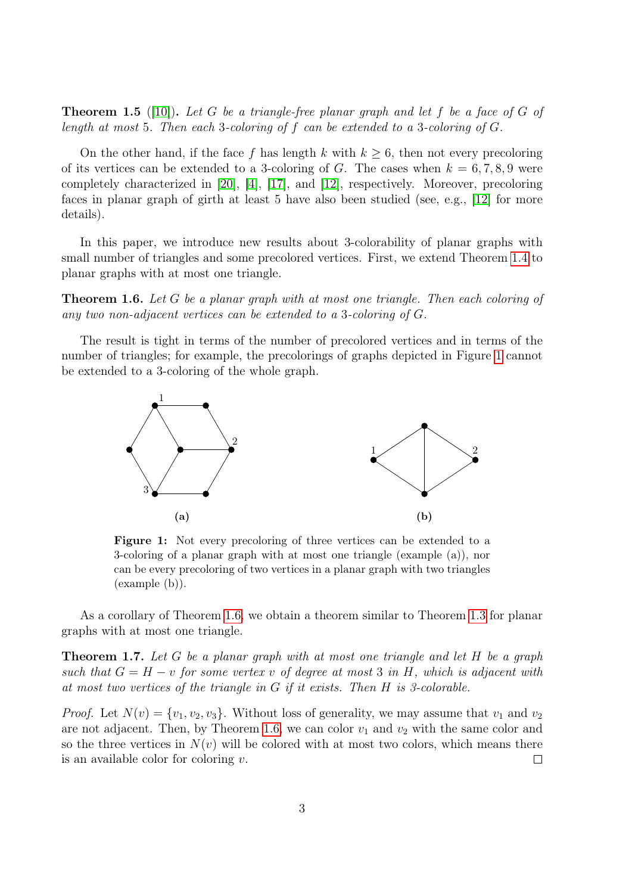**Theorem 1.5** ([10]). *Let $G$ be a triangle-free planar graph and let $f$ be a face of $G$ of length at most 5. Then each 3-coloring of $f$ can be extended to a 3-coloring of $G$.*

On the other hand, if the face $f$ has length $k$ with $k \geq 6$, then not every precoloring of its vertices can be extended to a 3-coloring of $G$. The cases when $k = 6, 7, 8, 9$ were completely characterized in [20], [4], [17], and [12], respectively. Moreover, precoloring faces in planar graph of girth at least 5 have also been studied (see, e.g., [12] for more details).

In this paper, we introduce new results about 3-colorability of planar graphs with small number of triangles and some precolored vertices. First, we extend Theorem 1.4 to planar graphs with at most one triangle.

**Theorem 1.6.** *Let $G$ be a planar graph with at most one triangle. Then each coloring of any two non-adjacent vertices can be extended to a 3-coloring of $G$.*

The result is tight in terms of the number of precolored vertices and in terms of the number of triangles; for example, the precolorings of graphs depicted in Figure 1 cannot be extended to a 3-coloring of the whole graph.

**(a)** **(b)**

**Figure 1:** Not every precoloring of three vertices can be extended to a 3-coloring of a planar graph with at most one triangle (example (a)), nor can be every precoloring of two vertices in a planar graph with two triangles (example (b)).

As a corollary of Theorem 1.6, we obtain a theorem similar to Theorem 1.3 for planar graphs with at most one triangle.

**Theorem 1.7.** *Let $G$ be a planar graph with at most one triangle and let $H$ be a graph such that $G = H - v$ for some vertex $v$ of degree at most 3 in $H$, which is adjacent with at most two vertices of the triangle in $G$ if it exists. Then $H$ is 3-colorable.*

*Proof.* Let $N(v) = \{v_1, v_2, v_3\}$. Without loss of generality, we may assume that $v_1$ and $v_2$ are not adjacent. Then, by Theorem 1.6, we can color $v_1$ and $v_2$ with the same color and so the three vertices in $N(v)$ will be colored with at most two colors, which means there is an available color for coloring $v$. □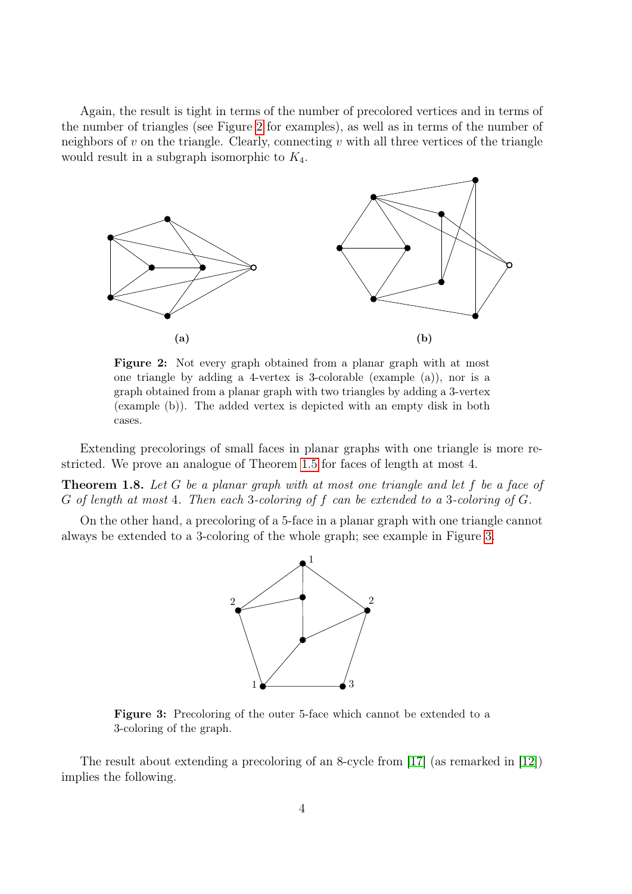Again, the result is tight in terms of the number of precolored vertices and in terms of the number of triangles (see Figure 2 for examples), as well as in terms of the number of neighbors of $v$ on the triangle. Clearly, connecting $v$ with all three vertices of the triangle would result in a subgraph isomorphic to $K_4$.

**Figure 2:** Not every graph obtained from a planar graph with at most one triangle by adding a 4-vertex is 3-colorable (example (a)), nor is a graph obtained from a planar graph with two triangles by adding a 3-vertex (example (b)). The added vertex is depicted with an empty disk in both cases.

Extending precolorings of small faces in planar graphs with one triangle is more restricted. We prove an analogue of Theorem 1.5 for faces of length at most 4.

**Theorem 1.8.** *Let $G$ be a planar graph with at most one triangle and let $f$ be a face of $G$ of length at most 4. Then each 3-coloring of $f$ can be extended to a 3-coloring of $G$.*

On the other hand, a precoloring of a 5-face in a planar graph with one triangle cannot always be extended to a 3-coloring of the whole graph; see example in Figure 3.

**Figure 3:** Precoloring of the outer 5-face which cannot be extended to a 3-coloring of the graph.

The result about extending a precoloring of an 8-cycle from [17] (as remarked in [12]) implies the following.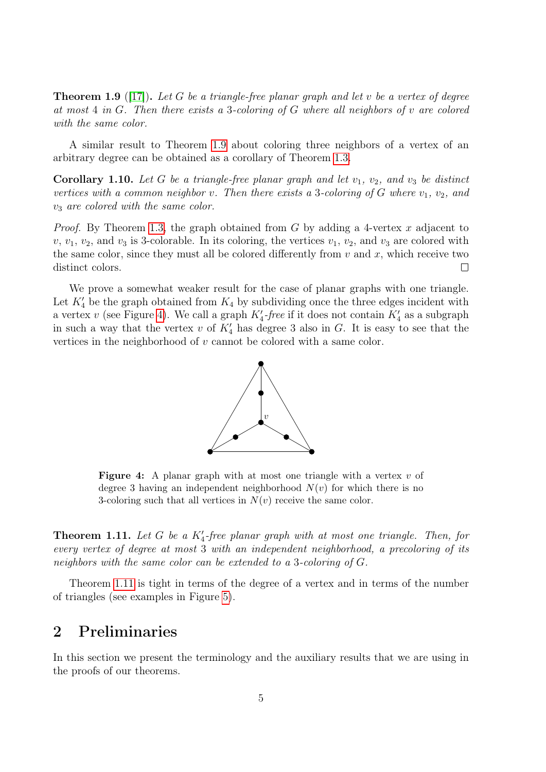**Theorem 1.9** ([17])**.** *Let $G$ be a triangle-free planar graph and let $v$ be a vertex of degree at most 4 in $G$. Then there exists a 3-coloring of $G$ where all neighbors of $v$ are colored with the same color.*

A similar result to Theorem 1.9 about coloring three neighbors of a vertex of an arbitrary degree can be obtained as a corollary of Theorem 1.3.

**Corollary 1.10.** *Let $G$ be a triangle-free planar graph and let $v_1$, $v_2$, and $v_3$ be distinct vertices with a common neighbor $v$. Then there exists a 3-coloring of $G$ where $v_1$, $v_2$, and $v_3$ are colored with the same color.*

*Proof.* By Theorem 1.3, the graph obtained from $G$ by adding a 4-vertex $x$ adjacent to $v$, $v_1$, $v_2$, and $v_3$ is 3-colorable. In its coloring, the vertices $v_1$, $v_2$, and $v_3$ are colored with the same color, since they must all be colored differently from $v$ and $x$, which receive two distinct colors. □

We prove a somewhat weaker result for the case of planar graphs with one triangle. Let $K_4'$ be the graph obtained from $K_4$ by subdividing once the three edges incident with a vertex $v$ (see Figure 4). We call a graph $K_4'$*-free* if it does not contain $K_4'$ as a subgraph in such a way that the vertex $v$ of $K_4'$ has degree 3 also in $G$. It is easy to see that the vertices in the neighborhood of $v$ cannot be colored with a same color.

**Figure 4:** A planar graph with at most one triangle with a vertex $v$ of degree 3 having an independent neighborhood $N(v)$ for which there is no 3-coloring such that all vertices in $N(v)$ receive the same color.

**Theorem 1.11.** *Let $G$ be a $K_4'$-free planar graph with at most one triangle. Then, for every vertex of degree at most 3 with an independent neighborhood, a precoloring of its neighbors with the same color can be extended to a 3-coloring of $G$.*

Theorem 1.11 is tight in terms of the degree of a vertex and in terms of the number of triangles (see examples in Figure 5).

## 2 Preliminaries

In this section we present the terminology and the auxiliary results that we are using in the proofs of our theorems.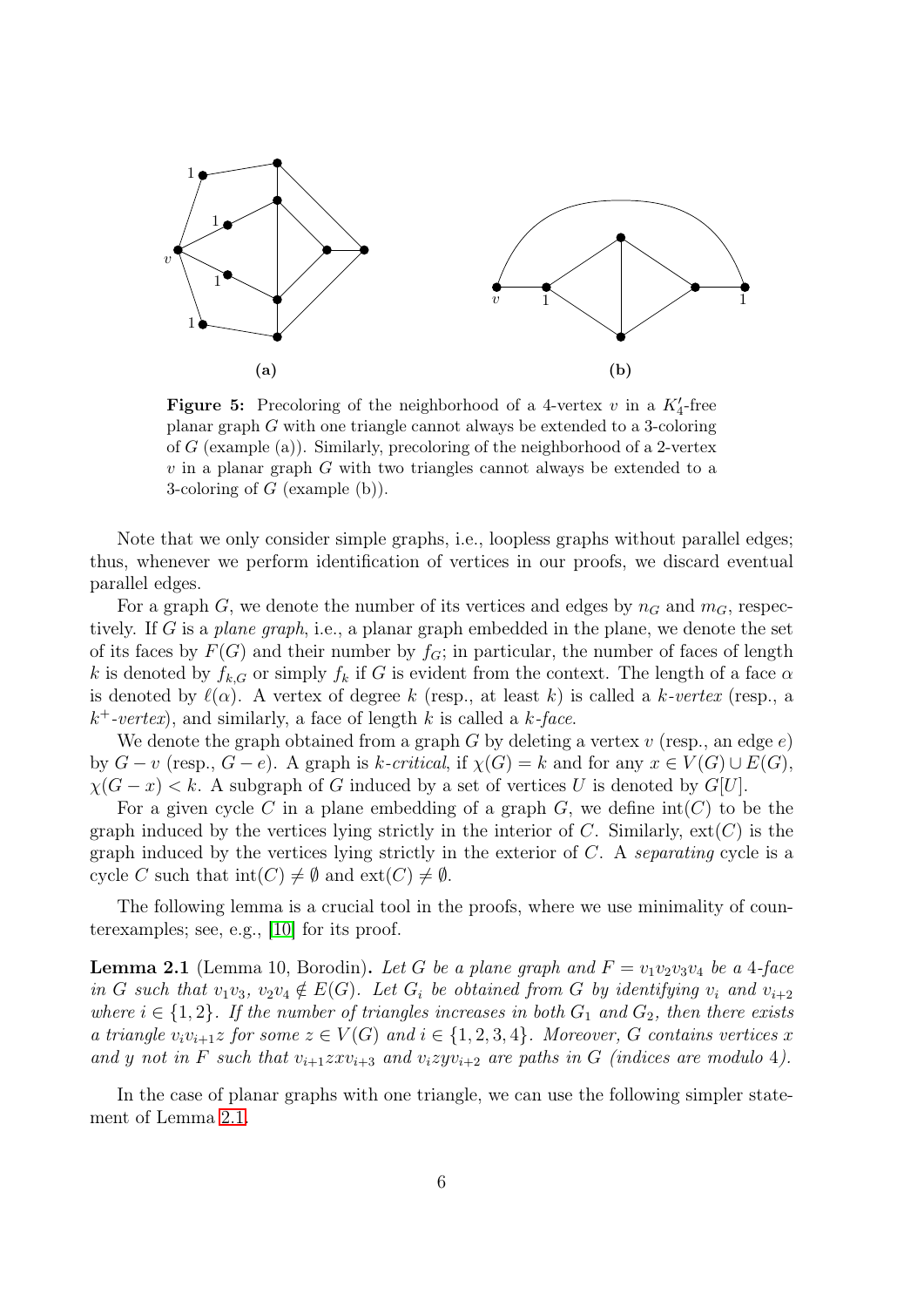**Figure 5:** Precoloring of the neighborhood of a 4-vertex $v$ in a $K_4'$-free planar graph $G$ with one triangle cannot always be extended to a 3-coloring of $G$ (example (a)). Similarly, precoloring of the neighborhood of a 2-vertex $v$ in a planar graph $G$ with two triangles cannot always be extended to a 3-coloring of $G$ (example (b)).

Note that we only consider simple graphs, i.e., loopless graphs without parallel edges; thus, whenever we perform identification of vertices in our proofs, we discard eventual parallel edges.

For a graph $G$, we denote the number of its vertices and edges by $n_G$ and $m_G$, respectively. If $G$ is a *plane graph*, i.e., a planar graph embedded in the plane, we denote the set of its faces by $F(G)$ and their number by $f_G$; in particular, the number of faces of length $k$ is denoted by $f_{k,G}$ or simply $f_k$ if $G$ is evident from the context. The length of a face $\alpha$ is denoted by $\ell(\alpha)$. A vertex of degree $k$ (resp., at least $k$) is called a *$k$-vertex* (resp., a *$k^+$-vertex*), and similarly, a face of length $k$ is called a *$k$-face*.

We denote the graph obtained from a graph $G$ by deleting a vertex $v$ (resp., an edge $e$) by $G - v$ (resp., $G - e$). A graph is *$k$-critical*, if $\chi(G) = k$ and for any $x \in V(G) \cup E(G)$, $\chi(G - x) < k$. A subgraph of $G$ induced by a set of vertices $U$ is denoted by $G[U]$.

For a given cycle $C$ in a plane embedding of a graph $G$, we define $\text{int}(C)$ to be the graph induced by the vertices lying strictly in the interior of $C$. Similarly, $\text{ext}(C)$ is the graph induced by the vertices lying strictly in the exterior of $C$. A *separating* cycle is a cycle $C$ such that $\text{int}(C) \neq \emptyset$ and $\text{ext}(C) \neq \emptyset$.

The following lemma is a crucial tool in the proofs, where we use minimality of counterexamples; see, e.g., [10] for its proof.

**Lemma 2.1** (Lemma 10, Borodin)**.** *Let $G$ be a plane graph and $F = v_1v_2v_3v_4$ be a 4-face in $G$ such that $v_1v_3$, $v_2v_4 \notin E(G)$. Let $G_i$ be obtained from $G$ by identifying $v_i$ and $v_{i+2}$ where $i \in \{1, 2\}$. If the number of triangles increases in both $G_1$ and $G_2$, then there exists a triangle $v_iv_{i+1}z$ for some $z \in V(G)$ and $i \in \{1, 2, 3, 4\}$. Moreover, $G$ contains vertices $x$ and $y$ not in $F$ such that $v_{i+1}zxv_{i+3}$ and $v_izyv_{i+2}$ are paths in $G$ (indices are modulo 4).*

In the case of planar graphs with one triangle, we can use the following simpler statement of Lemma 2.1.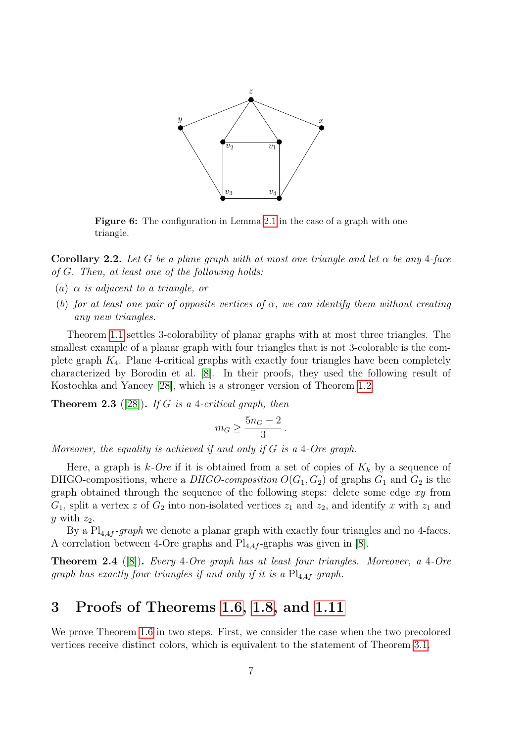**Figure 6:** The configuration in Lemma 2.1 in the case of a graph with one triangle.

**Corollary 2.2.** *Let $G$ be a plane graph with at most one triangle and let $\alpha$ be any 4-face of $G$. Then, at least one of the following holds:*

- *(a) $\alpha$ is adjacent to a triangle, or*
- *(b) for at least one pair of opposite vertices of $\alpha$, we can identify them without creating any new triangles.*

Theorem 1.1 settles 3-colorability of planar graphs with at most three triangles. The smallest example of a planar graph with four triangles that is not 3-colorable is the complete graph $K_4$. Plane 4-critical graphs with exactly four triangles have been completely characterized by Borodin et al. [8]. In their proofs, they used the following result of Kostochka and Yancey [28], which is a stronger version of Theorem 1.2.

**Theorem 2.3** ([28]). *If $G$ is a 4-critical graph, then*

$$m_G \geq \frac{5n_G - 2}{3}.$$

*Moreover, the equality is achieved if and only if $G$ is a 4-Ore graph.*

Here, a graph is *$k$-Ore* if it is obtained from a set of copies of $K_k$ by a sequence of DHGO-compositions, where a *DHGO-composition* $O(G_1, G_2)$ of graphs $G_1$ and $G_2$ is the graph obtained through the sequence of the following steps: delete some edge $xy$ from $G_1$, split a vertex $z$ of $G_2$ into non-isolated vertices $z_1$ and $z_2$, and identify $x$ with $z_1$ and $y$ with $z_2$.

By a $\mathrm{Pl}_{4,4f}$*-graph* we denote a planar graph with exactly four triangles and no 4-faces. A correlation between 4-Ore graphs and $\mathrm{Pl}_{4,4f}$-graphs was given in [8].

**Theorem 2.4** ([8]). *Every 4-Ore graph has at least four triangles. Moreover, a 4-Ore graph has exactly four triangles if and only if it is a $\mathrm{Pl}_{4,4f}$-graph.*

# 3 Proofs of Theorems 1.6, 1.8, and 1.11

We prove Theorem 1.6 in two steps. First, we consider the case when the two precolored vertices receive distinct colors, which is equivalent to the statement of Theorem 3.1.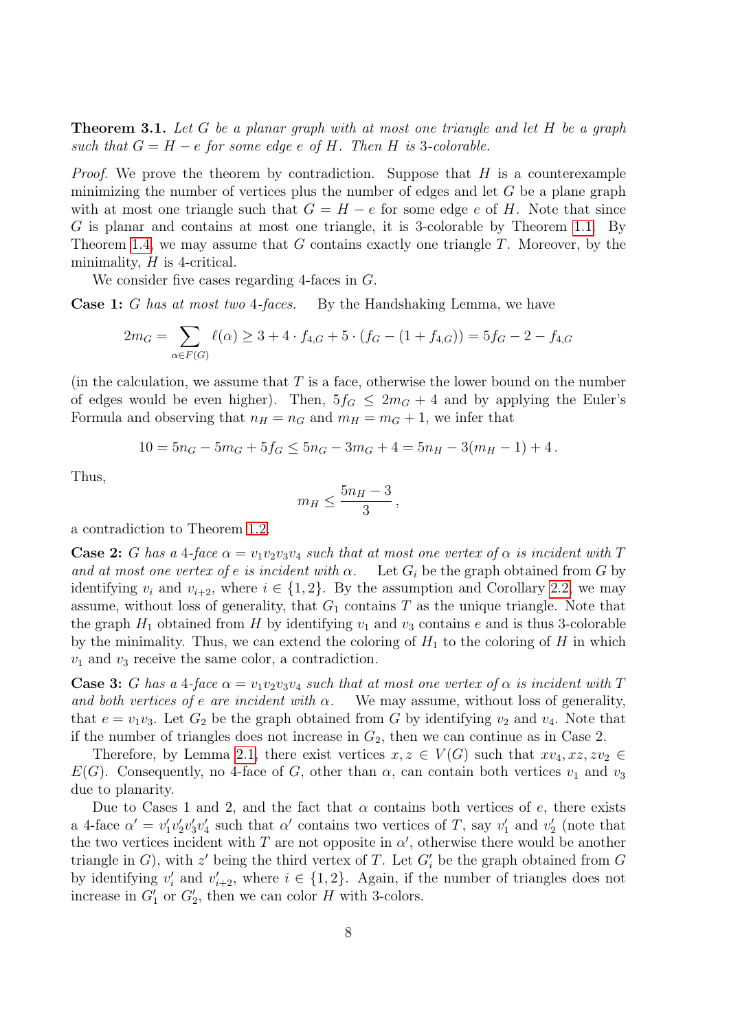**Theorem 3.1.** *Let $G$ be a planar graph with at most one triangle and let $H$ be a graph such that $G = H - e$ for some edge $e$ of $H$. Then $H$ is 3-colorable.*

*Proof.* We prove the theorem by contradiction. Suppose that $H$ is a counterexample minimizing the number of vertices plus the number of edges and let $G$ be a plane graph with at most one triangle such that $G = H - e$ for some edge $e$ of $H$. Note that since $G$ is planar and contains at most one triangle, it is 3-colorable by Theorem 1.1. By Theorem 1.4, we may assume that $G$ contains exactly one triangle $T$. Moreover, by the minimality, $H$ is 4-critical.

We consider five cases regarding 4-faces in $G$.

**Case 1:** *$G$ has at most two 4-faces.* By the Handshaking Lemma, we have

$$2m_G = \sum_{\alpha \in F(G)} \ell(\alpha) \geq 3 + 4 \cdot f_{4,G} + 5 \cdot (f_G - (1 + f_{4,G})) = 5f_G - 2 - f_{4,G}$$

(in the calculation, we assume that $T$ is a face, otherwise the lower bound on the number of edges would be even higher). Then, $5f_G \leq 2m_G + 4$ and by applying the Euler's Formula and observing that $n_H = n_G$ and $m_H = m_G + 1$, we infer that

$$10 = 5n_G - 5m_G + 5f_G \leq 5n_G - 3m_G + 4 = 5n_H - 3(m_H - 1) + 4\,.$$

Thus,

$$m_H \leq \frac{5n_H - 3}{3}\,,$$

a contradiction to Theorem 1.2.

**Case 2:** *$G$ has a 4-face $\alpha = v_1v_2v_3v_4$ such that at most one vertex of $\alpha$ is incident with $T$ and at most one vertex of $e$ is incident with $\alpha$.* Let $G_i$ be the graph obtained from $G$ by identifying $v_i$ and $v_{i+2}$, where $i \in \{1, 2\}$. By the assumption and Corollary 2.2, we may assume, without loss of generality, that $G_1$ contains $T$ as the unique triangle. Note that the graph $H_1$ obtained from $H$ by identifying $v_1$ and $v_3$ contains $e$ and is thus 3-colorable by the minimality. Thus, we can extend the coloring of $H_1$ to the coloring of $H$ in which $v_1$ and $v_3$ receive the same color, a contradiction.

**Case 3:** *$G$ has a 4-face $\alpha = v_1v_2v_3v_4$ such that at most one vertex of $\alpha$ is incident with $T$ and both vertices of $e$ are incident with $\alpha$.* We may assume, without loss of generality, that $e = v_1v_3$. Let $G_2$ be the graph obtained from $G$ by identifying $v_2$ and $v_4$. Note that if the number of triangles does not increase in $G_2$, then we can continue as in Case 2.

Therefore, by Lemma 2.1, there exist vertices $x, z \in V(G)$ such that $xv_4, xz, zv_2 \in E(G)$. Consequently, no 4-face of $G$, other than $\alpha$, can contain both vertices $v_1$ and $v_3$ due to planarity.

Due to Cases 1 and 2, and the fact that $\alpha$ contains both vertices of $e$, there exists a 4-face $\alpha' = v_1'v_2'v_3'v_4'$ such that $\alpha'$ contains two vertices of $T$, say $v_1'$ and $v_2'$ (note that the two vertices incident with $T$ are not opposite in $\alpha'$, otherwise there would be another triangle in $G$), with $z'$ being the third vertex of $T$. Let $G_i'$ be the graph obtained from $G$ by identifying $v_i'$ and $v_{i+2}'$, where $i \in \{1, 2\}$. Again, if the number of triangles does not increase in $G_1'$ or $G_2'$, then we can color $H$ with 3-colors.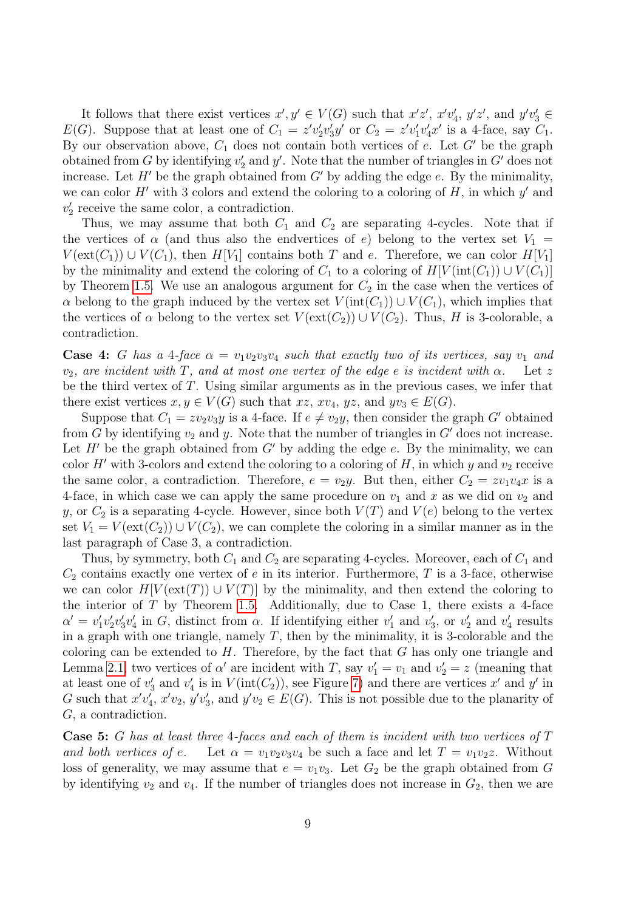It follows that there exist vertices $x', y' \in V(G)$ such that $x'z'$, $x'v_4'$, $y'z'$, and $y'v_3' \in E(G)$. Suppose that at least one of $C_1 = z'v_2'v_3'y'$ or $C_2 = z'v_1'v_4'x'$ is a 4-face, say $C_1$. By our observation above, $C_1$ does not contain both vertices of $e$. Let $G'$ be the graph obtained from $G$ by identifying $v_2'$ and $y'$. Note that the number of triangles in $G'$ does not increase. Let $H'$ be the graph obtained from $G'$ by adding the edge $e$. By the minimality, we can color $H'$ with 3 colors and extend the coloring to a coloring of $H$, in which $y'$ and $v_2'$ receive the same color, a contradiction.

Thus, we may assume that both $C_1$ and $C_2$ are separating 4-cycles. Note that if the vertices of $\alpha$ (and thus also the endvertices of $e$) belong to the vertex set $V_1 = V(\text{ext}(C_1)) \cup V(C_1)$, then $H[V_1]$ contains both $T$ and $e$. Therefore, we can color $H[V_1]$ by the minimality and extend the coloring of $C_1$ to a coloring of $H[V(\text{int}(C_1)) \cup V(C_1)]$ by Theorem 1.5. We use an analogous argument for $C_2$ in the case when the vertices of $\alpha$ belong to the graph induced by the vertex set $V(\text{int}(C_1)) \cup V(C_1)$, which implies that the vertices of $\alpha$ belong to the vertex set $V(\text{ext}(C_2)) \cup V(C_2)$. Thus, $H$ is 3-colorable, a contradiction.

**Case 4:** *$G$ has a 4-face $\alpha = v_1v_2v_3v_4$ such that exactly two of its vertices, say $v_1$ and $v_2$, are incident with $T$, and at most one vertex of the edge $e$ is incident with $\alpha$.* Let $z$ be the third vertex of $T$. Using similar arguments as in the previous cases, we infer that there exist vertices $x, y \in V(G)$ such that $xz$, $xv_4$, $yz$, and $yv_3 \in E(G)$.

Suppose that $C_1 = zv_2v_3y$ is a 4-face. If $e \neq v_2y$, then consider the graph $G'$ obtained from $G$ by identifying $v_2$ and $y$. Note that the number of triangles in $G'$ does not increase. Let $H'$ be the graph obtained from $G'$ by adding the edge $e$. By the minimality, we can color $H'$ with 3-colors and extend the coloring to a coloring of $H$, in which $y$ and $v_2$ receive the same color, a contradiction. Therefore, $e = v_2y$. But then, either $C_2 = zv_1v_4x$ is a 4-face, in which case we can apply the same procedure on $v_1$ and $x$ as we did on $v_2$ and $y$, or $C_2$ is a separating 4-cycle. However, since both $V(T)$ and $V(e)$ belong to the vertex set $V_1 = V(\text{ext}(C_2)) \cup V(C_2)$, we can complete the coloring in a similar manner as in the last paragraph of Case 3, a contradiction.

Thus, by symmetry, both $C_1$ and $C_2$ are separating 4-cycles. Moreover, each of $C_1$ and $C_2$ contains exactly one vertex of $e$ in its interior. Furthermore, $T$ is a 3-face, otherwise we can color $H[V(\text{ext}(T)) \cup V(T)]$ by the minimality, and then extend the coloring to the interior of $T$ by Theorem 1.5. Additionally, due to Case 1, there exists a 4-face $\alpha' = v_1'v_2'v_3'v_4'$ in $G$, distinct from $\alpha$. If identifying either $v_1'$ and $v_3'$, or $v_2'$ and $v_4'$ results in a graph with one triangle, namely $T$, then by the minimality, it is 3-colorable and the coloring can be extended to $H$. Therefore, by the fact that $G$ has only one triangle and Lemma 2.1, two vertices of $\alpha'$ are incident with $T$, say $v_1' = v_1$ and $v_2' = z$ (meaning that at least one of $v_3'$ and $v_4'$ is in $V(\text{int}(C_2))$, see Figure 7) and there are vertices $x'$ and $y'$ in $G$ such that $x'v_4'$, $x'v_2$, $y'v_3'$, and $y'v_2 \in E(G)$. This is not possible due to the planarity of $G$, a contradiction.

**Case 5:** *$G$ has at least three 4-faces and each of them is incident with two vertices of $T$ and both vertices of $e$.* Let $\alpha = v_1v_2v_3v_4$ be such a face and let $T = v_1v_2z$. Without loss of generality, we may assume that $e = v_1v_3$. Let $G_2$ be the graph obtained from $G$ by identifying $v_2$ and $v_4$. If the number of triangles does not increase in $G_2$, then we are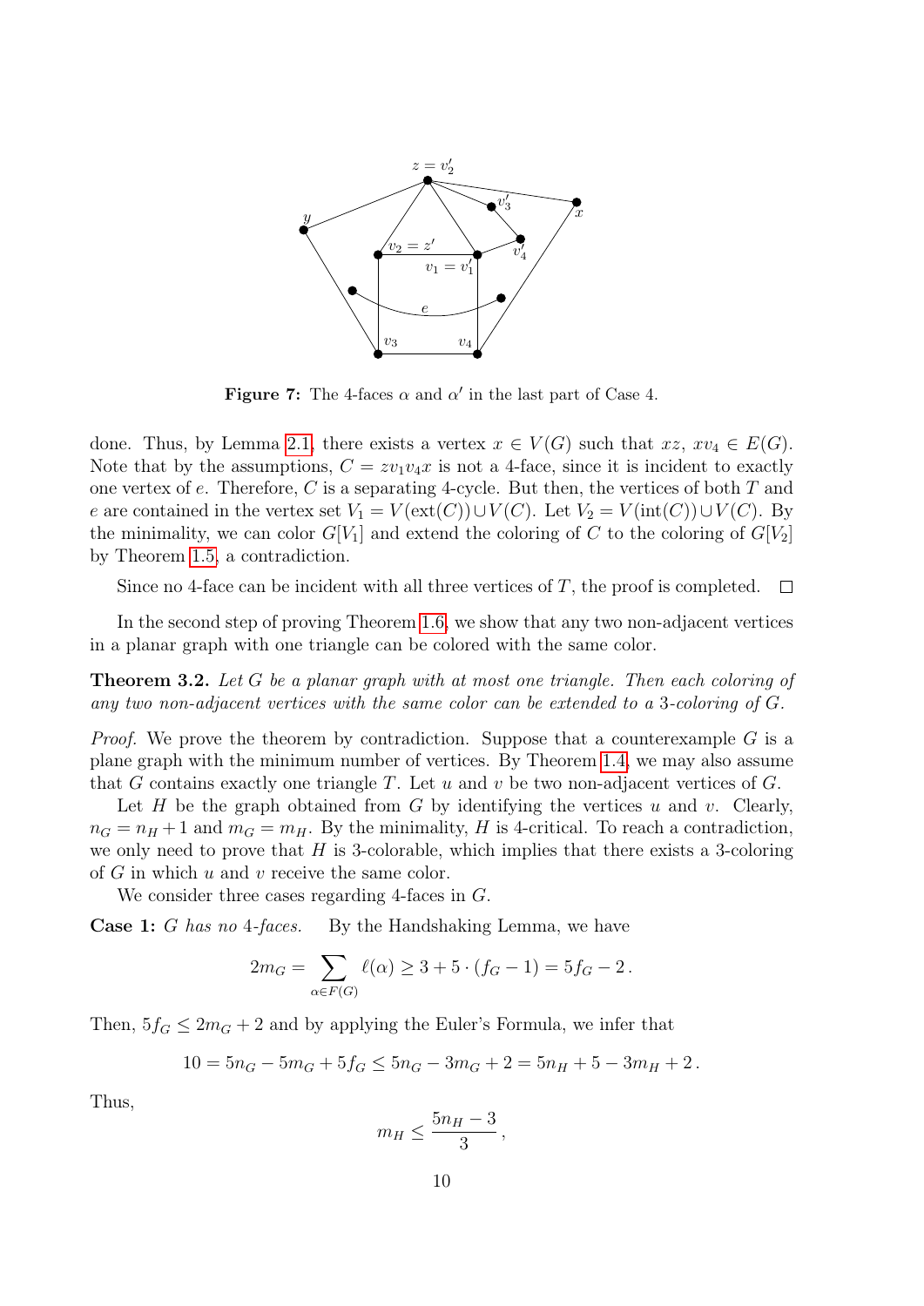**Figure 7:** The 4-faces $\alpha$ and $\alpha'$ in the last part of Case 4.

done. Thus, by Lemma 2.1, there exists a vertex $x \in V(G)$ such that $xz$, $xv_4 \in E(G)$. Note that by the assumptions, $C = zv_1v_4x$ is not a 4-face, since it is incident to exactly one vertex of $e$. Therefore, $C$ is a separating 4-cycle. But then, the vertices of both $T$ and $e$ are contained in the vertex set $V_1 = V(\text{ext}(C)) \cup V(C)$. Let $V_2 = V(\text{int}(C)) \cup V(C)$. By the minimality, we can color $G[V_1]$ and extend the coloring of $C$ to the coloring of $G[V_2]$ by Theorem 1.5, a contradiction.

Since no 4-face can be incident with all three vertices of $T$, the proof is completed. $\square$

In the second step of proving Theorem 1.6, we show that any two non-adjacent vertices in a planar graph with one triangle can be colored with the same color.

**Theorem 3.2.** *Let $G$ be a planar graph with at most one triangle. Then each coloring of any two non-adjacent vertices with the same color can be extended to a 3-coloring of $G$.*

*Proof.* We prove the theorem by contradiction. Suppose that a counterexample $G$ is a plane graph with the minimum number of vertices. By Theorem 1.4, we may also assume that $G$ contains exactly one triangle $T$. Let $u$ and $v$ be two non-adjacent vertices of $G$.

Let $H$ be the graph obtained from $G$ by identifying the vertices $u$ and $v$. Clearly, $n_G = n_H + 1$ and $m_G = m_H$. By the minimality, $H$ is 4-critical. To reach a contradiction, we only need to prove that $H$ is 3-colorable, which implies that there exists a 3-coloring of $G$ in which $u$ and $v$ receive the same color.

We consider three cases regarding 4-faces in $G$.

**Case 1:** *$G$ has no 4-faces.* By the Handshaking Lemma, we have

$$2m_G = \sum_{\alpha \in F(G)} \ell(\alpha) \geq 3 + 5 \cdot (f_G - 1) = 5f_G - 2\,.$$

Then, $5f_G \leq 2m_G + 2$ and by applying the Euler's Formula, we infer that

$$10 = 5n_G - 5m_G + 5f_G \leq 5n_G - 3m_G + 2 = 5n_H + 5 - 3m_H + 2\,.$$

Thus,

$$m_H \leq \frac{5n_H - 3}{3}\,,$$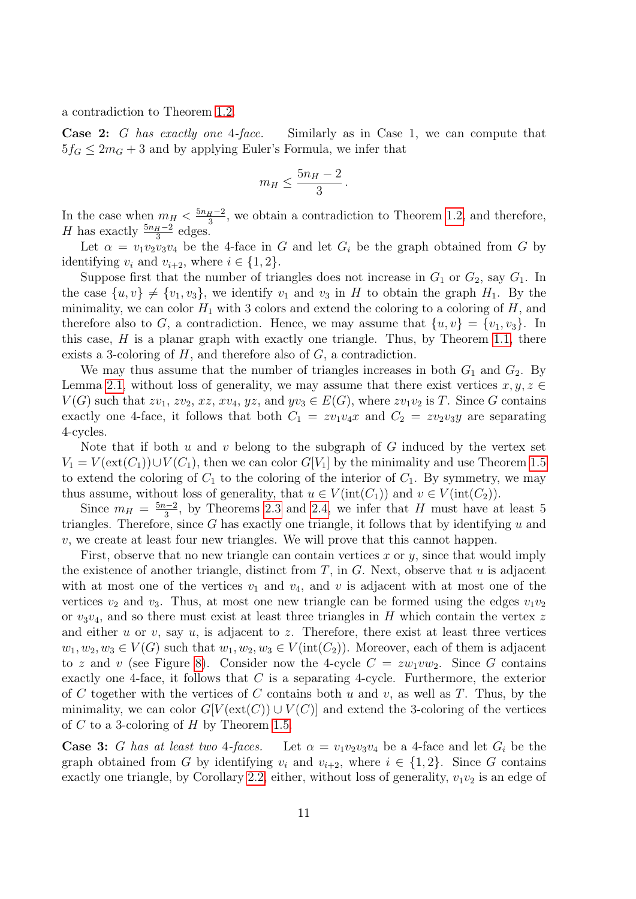a contradiction to Theorem 1.2.

**Case 2:** *$G$ has exactly one 4-face.* Similarly as in Case 1, we can compute that $5f_G \leq 2m_G + 3$ and by applying Euler's Formula, we infer that

$$m_H \leq \frac{5n_H - 2}{3}.$$

In the case when $m_H < \frac{5n_H-2}{3}$, we obtain a contradiction to Theorem 1.2, and therefore, $H$ has exactly $\frac{5n_H-2}{3}$ edges.

Let $\alpha = v_1v_2v_3v_4$ be the 4-face in $G$ and let $G_i$ be the graph obtained from $G$ by identifying $v_i$ and $v_{i+2}$, where $i \in \{1, 2\}$.

Suppose first that the number of triangles does not increase in $G_1$ or $G_2$, say $G_1$. In the case $\{u, v\} \neq \{v_1, v_3\}$, we identify $v_1$ and $v_3$ in $H$ to obtain the graph $H_1$. By the minimality, we can color $H_1$ with 3 colors and extend the coloring to a coloring of $H$, and therefore also to $G$, a contradiction. Hence, we may assume that $\{u, v\} = \{v_1, v_3\}$. In this case, $H$ is a planar graph with exactly one triangle. Thus, by Theorem 1.1, there exists a 3-coloring of $H$, and therefore also of $G$, a contradiction.

We may thus assume that the number of triangles increases in both $G_1$ and $G_2$. By Lemma 2.1, without loss of generality, we may assume that there exist vertices $x, y, z \in V(G)$ such that $zv_1$, $zv_2$, $xz$, $xv_4$, $yz$, and $yv_3 \in E(G)$, where $zv_1v_2$ is $T$. Since $G$ contains exactly one 4-face, it follows that both $C_1 = zv_1v_4x$ and $C_2 = zv_2v_3y$ are separating 4-cycles.

Note that if both $u$ and $v$ belong to the subgraph of $G$ induced by the vertex set $V_1 = V(\text{ext}(C_1)) \cup V(C_1)$, then we can color $G[V_1]$ by the minimality and use Theorem 1.5 to extend the coloring of $C_1$ to the coloring of the interior of $C_1$. By symmetry, we may thus assume, without loss of generality, that $u \in V(\text{int}(C_1))$ and $v \in V(\text{int}(C_2))$.

Since $m_H = \frac{5n-2}{3}$, by Theorems 2.3 and 2.4, we infer that $H$ must have at least 5 triangles. Therefore, since $G$ has exactly one triangle, it follows that by identifying $u$ and $v$, we create at least four new triangles. We will prove that this cannot happen.

First, observe that no new triangle can contain vertices $x$ or $y$, since that would imply the existence of another triangle, distinct from $T$, in $G$. Next, observe that $u$ is adjacent with at most one of the vertices $v_1$ and $v_4$, and $v$ is adjacent with at most one of the vertices $v_2$ and $v_3$. Thus, at most one new triangle can be formed using the edges $v_1v_2$ or $v_3v_4$, and so there must exist at least three triangles in $H$ which contain the vertex $z$ and either $u$ or $v$, say $u$, is adjacent to $z$. Therefore, there exist at least three vertices $w_1, w_2, w_3 \in V(G)$ such that $w_1, w_2, w_3 \in V(\text{int}(C_2))$. Moreover, each of them is adjacent to $z$ and $v$ (see Figure 8). Consider now the 4-cycle $C = zw_1vw_2$. Since $G$ contains exactly one 4-face, it follows that $C$ is a separating 4-cycle. Furthermore, the exterior of $C$ together with the vertices of $C$ contains both $u$ and $v$, as well as $T$. Thus, by the minimality, we can color $G[V(\text{ext}(C)) \cup V(C)]$ and extend the 3-coloring of the vertices of $C$ to a 3-coloring of $H$ by Theorem 1.5.

**Case 3:** *$G$ has at least two 4-faces.* Let $\alpha = v_1v_2v_3v_4$ be a 4-face and let $G_i$ be the graph obtained from $G$ by identifying $v_i$ and $v_{i+2}$, where $i \in \{1, 2\}$. Since $G$ contains exactly one triangle, by Corollary 2.2, either, without loss of generality, $v_1v_2$ is an edge of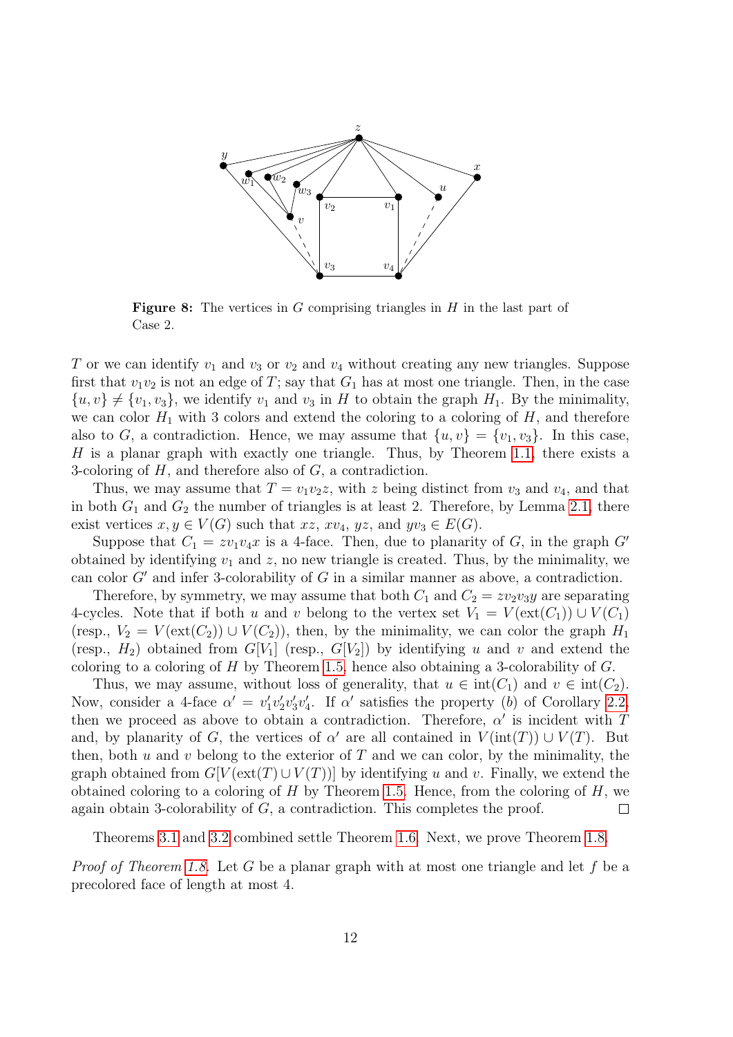**Figure 8:** The vertices in $G$ comprising triangles in $H$ in the last part of Case 2.

$T$ or we can identify $v_1$ and $v_3$ or $v_2$ and $v_4$ without creating any new triangles. Suppose first that $v_1v_2$ is not an edge of $T$; say that $G_1$ has at most one triangle. Then, in the case $\{u, v\} \neq \{v_1, v_3\}$, we identify $v_1$ and $v_3$ in $H$ to obtain the graph $H_1$. By the minimality, we can color $H_1$ with 3 colors and extend the coloring to a coloring of $H$, and therefore also to $G$, a contradiction. Hence, we may assume that $\{u, v\} = \{v_1, v_3\}$. In this case, $H$ is a planar graph with exactly one triangle. Thus, by Theorem 1.1, there exists a 3-coloring of $H$, and therefore also of $G$, a contradiction.

Thus, we may assume that $T = v_1v_2z$, with $z$ being distinct from $v_3$ and $v_4$, and that in both $G_1$ and $G_2$ the number of triangles is at least 2. Therefore, by Lemma 2.1, there exist vertices $x, y \in V(G)$ such that $xz$, $xv_4$, $yz$, and $yv_3 \in E(G)$.

Suppose that $C_1 = zv_1v_4x$ is a 4-face. Then, due to planarity of $G$, in the graph $G'$ obtained by identifying $v_1$ and $z$, no new triangle is created. Thus, by the minimality, we can color $G'$ and infer 3-colorability of $G$ in a similar manner as above, a contradiction.

Therefore, by symmetry, we may assume that both $C_1$ and $C_2 = zv_2v_3y$ are separating 4-cycles. Note that if both $u$ and $v$ belong to the vertex set $V_1 = V(\text{ext}(C_1)) \cup V(C_1)$ (resp., $V_2 = V(\text{ext}(C_2)) \cup V(C_2)$), then, by the minimality, we can color the graph $H_1$ (resp., $H_2$) obtained from $G[V_1]$ (resp., $G[V_2]$) by identifying $u$ and $v$ and extend the coloring to a coloring of $H$ by Theorem 1.5, hence also obtaining a 3-colorability of $G$.

Thus, we may assume, without loss of generality, that $u \in \text{int}(C_1)$ and $v \in \text{int}(C_2)$. Now, consider a 4-face $\alpha' = v_1'v_2'v_3'v_4'$. If $\alpha'$ satisfies the property $(b)$ of Corollary 2.2, then we proceed as above to obtain a contradiction. Therefore, $\alpha'$ is incident with $T$ and, by planarity of $G$, the vertices of $\alpha'$ are all contained in $V(\text{int}(T)) \cup V(T)$. But then, both $u$ and $v$ belong to the exterior of $T$ and we can color, by the minimality, the graph obtained from $G[V(\text{ext}(T) \cup V(T))]$ by identifying $u$ and $v$. Finally, we extend the obtained coloring to a coloring of $H$ by Theorem 1.5. Hence, from the coloring of $H$, we again obtain 3-colorability of $G$, a contradiction. This completes the proof. $\square$

Theorems 3.1 and 3.2 combined settle Theorem 1.6. Next, we prove Theorem 1.8.

*Proof of Theorem 1.8.* Let $G$ be a planar graph with at most one triangle and let $f$ be a precolored face of length at most 4.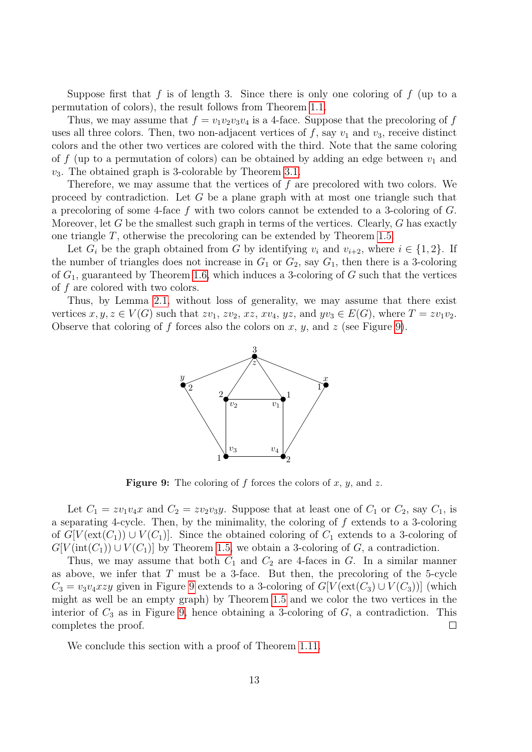Suppose first that $f$ is of length 3. Since there is only one coloring of $f$ (up to a permutation of colors), the result follows from Theorem 1.1.

Thus, we may assume that $f = v_1v_2v_3v_4$ is a 4-face. Suppose that the precoloring of $f$ uses all three colors. Then, two non-adjacent vertices of $f$, say $v_1$ and $v_3$, receive distinct colors and the other two vertices are colored with the third. Note that the same coloring of $f$ (up to a permutation of colors) can be obtained by adding an edge between $v_1$ and $v_3$. The obtained graph is 3-colorable by Theorem 3.1.

Therefore, we may assume that the vertices of $f$ are precolored with two colors. We proceed by contradiction. Let $G$ be a plane graph with at most one triangle such that a precoloring of some 4-face $f$ with two colors cannot be extended to a 3-coloring of $G$. Moreover, let $G$ be the smallest such graph in terms of the vertices. Clearly, $G$ has exactly one triangle $T$, otherwise the precoloring can be extended by Theorem 1.5.

Let $G_i$ be the graph obtained from $G$ by identifying $v_i$ and $v_{i+2}$, where $i \in \{1, 2\}$. If the number of triangles does not increase in $G_1$ or $G_2$, say $G_1$, then there is a 3-coloring of $G_1$, guaranteed by Theorem 1.6, which induces a 3-coloring of $G$ such that the vertices of $f$ are colored with two colors.

Thus, by Lemma 2.1, without loss of generality, we may assume that there exist vertices $x, y, z \in V(G)$ such that $zv_1$, $zv_2$, $xz$, $xv_4$, $yz$, and $yv_3 \in E(G)$, where $T = zv_1v_2$. Observe that coloring of $f$ forces also the colors on $x$, $y$, and $z$ (see Figure 9).

**Figure 9:** The coloring of $f$ forces the colors of $x$, $y$, and $z$.

Let $C_1 = zv_1v_4x$ and $C_2 = zv_2v_3y$. Suppose that at least one of $C_1$ or $C_2$, say $C_1$, is a separating 4-cycle. Then, by the minimality, the coloring of $f$ extends to a 3-coloring of $G[V(\text{ext}(C_1)) \cup V(C_1)]$. Since the obtained coloring of $C_1$ extends to a 3-coloring of $G[V(\text{int}(C_1)) \cup V(C_1)]$ by Theorem 1.5, we obtain a 3-coloring of $G$, a contradiction.

Thus, we may assume that both $C_1$ and $C_2$ are 4-faces in $G$. In a similar manner as above, we infer that $T$ must be a 3-face. But then, the precoloring of the 5-cycle $C_3 = v_3v_4xzy$ given in Figure 9 extends to a 3-coloring of $G[V(\text{ext}(C_3) \cup V(C_3))]$ (which might as well be an empty graph) by Theorem 1.5 and we color the two vertices in the interior of $C_3$ as in Figure 9, hence obtaining a 3-coloring of $G$, a contradiction. This completes the proof. □

We conclude this section with a proof of Theorem 1.11.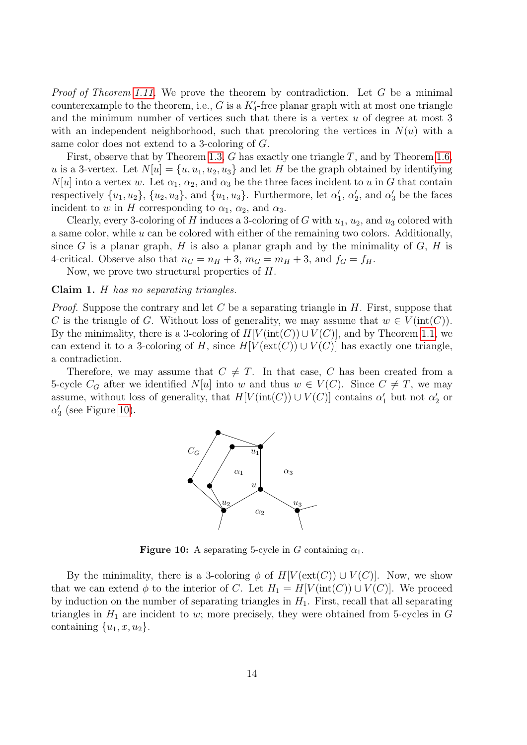*Proof of Theorem 1.11.* We prove the theorem by contradiction. Let $G$ be a minimal counterexample to the theorem, i.e., $G$ is a $K_4'$-free planar graph with at most one triangle and the minimum number of vertices such that there is a vertex $u$ of degree at most 3 with an independent neighborhood, such that precoloring the vertices in $N(u)$ with a same color does not extend to a 3-coloring of $G$.

First, observe that by Theorem 1.3, $G$ has exactly one triangle $T$, and by Theorem 1.6, $u$ is a 3-vertex. Let $N[u] = \{u, u_1, u_2, u_3\}$ and let $H$ be the graph obtained by identifying $N[u]$ into a vertex $w$. Let $\alpha_1$, $\alpha_2$, and $\alpha_3$ be the three faces incident to $u$ in $G$ that contain respectively $\{u_1, u_2\}$, $\{u_2, u_3\}$, and $\{u_1, u_3\}$. Furthermore, let $\alpha_1'$, $\alpha_2'$, and $\alpha_3'$ be the faces incident to $w$ in $H$ corresponding to $\alpha_1$, $\alpha_2$, and $\alpha_3$.

Clearly, every 3-coloring of $H$ induces a 3-coloring of $G$ with $u_1$, $u_2$, and $u_3$ colored with a same color, while $u$ can be colored with either of the remaining two colors. Additionally, since $G$ is a planar graph, $H$ is also a planar graph and by the minimality of $G$, $H$ is 4-critical. Observe also that $n_G = n_H + 3$, $m_G = m_H + 3$, and $f_G = f_H$.

Now, we prove two structural properties of $H$.

**Claim 1.** *$H$ has no separating triangles.*

*Proof.* Suppose the contrary and let $C$ be a separating triangle in $H$. First, suppose that $C$ is the triangle of $G$. Without loss of generality, we may assume that $w \in V(\text{int}(C))$. By the minimality, there is a 3-coloring of $H[V(\text{int}(C)) \cup V(C)]$, and by Theorem 1.1, we can extend it to a 3-coloring of $H$, since $H[V(\text{ext}(C)) \cup V(C)]$ has exactly one triangle, a contradiction.

Therefore, we may assume that $C \neq T$. In that case, $C$ has been created from a 5-cycle $C_G$ after we identified $N[u]$ into $w$ and thus $w \in V(C)$. Since $C \neq T$, we may assume, without loss of generality, that $H[V(\text{int}(C)) \cup V(C)]$ contains $\alpha_1'$ but not $\alpha_2'$ or $\alpha_3'$ (see Figure 10).

**Figure 10:** A separating 5-cycle in $G$ containing $\alpha_1$.

By the minimality, there is a 3-coloring $\phi$ of $H[V(\text{ext}(C)) \cup V(C)]$. Now, we show that we can extend $\phi$ to the interior of $C$. Let $H_1 = H[V(\text{int}(C)) \cup V(C)]$. We proceed by induction on the number of separating triangles in $H_1$. First, recall that all separating triangles in $H_1$ are incident to $w$; more precisely, they were obtained from 5-cycles in $G$ containing $\{u_1, x, u_2\}$.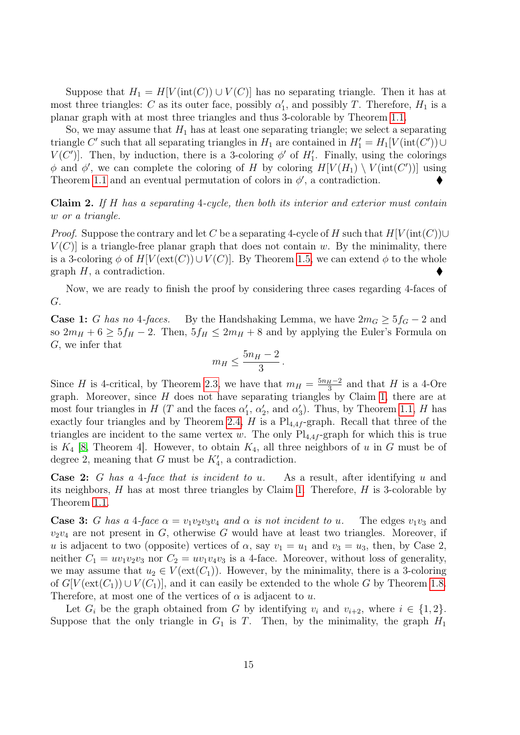Suppose that $H_1 = H[V(\text{int}(C)) \cup V(C)]$ has no separating triangle. Then it has at most three triangles: $C$ as its outer face, possibly $\alpha'_1$, and possibly $T$. Therefore, $H_1$ is a planar graph with at most three triangles and thus 3-colorable by Theorem 1.1.

So, we may assume that $H_1$ has at least one separating triangle; we select a separating triangle $C'$ such that all separating triangles in $H_1$ are contained in $H'_1 = H_1[V(\text{int}(C')) \cup V(C')]$. Then, by induction, there is a 3-coloring $\phi'$ of $H'_1$. Finally, using the colorings $\phi$ and $\phi'$, we can complete the coloring of $H$ by coloring $H[V(H_1) \setminus V(\text{int}(C'))]$ using Theorem 1.1 and an eventual permutation of colors in $\phi'$, a contradiction. ♦

**Claim 2.** *If $H$ has a separating 4-cycle, then both its interior and exterior must contain $w$ or a triangle.*

*Proof.* Suppose the contrary and let $C$ be a separating 4-cycle of $H$ such that $H[V(\text{int}(C)) \cup V(C)]$ is a triangle-free planar graph that does not contain $w$. By the minimality, there is a 3-coloring $\phi$ of $H[V(\text{ext}(C)) \cup V(C)]$. By Theorem 1.5, we can extend $\phi$ to the whole graph $H$, a contradiction. ♦

Now, we are ready to finish the proof by considering three cases regarding 4-faces of $G$.

**Case 1:** *$G$ has no 4-faces.* By the Handshaking Lemma, we have $2m_G \geq 5f_G - 2$ and so $2m_H + 6 \geq 5f_H - 2$. Then, $5f_H \leq 2m_H + 8$ and by applying the Euler's Formula on $G$, we infer that

$$m_H \leq \frac{5n_H - 2}{3}.$$

Since $H$ is 4-critical, by Theorem 2.3, we have that $m_H = \frac{5n_H - 2}{3}$ and that $H$ is a 4-Ore graph. Moreover, since $H$ does not have separating triangles by Claim 1, there are at most four triangles in $H$ ($T$ and the faces $\alpha'_1$, $\alpha'_2$, and $\alpha'_3$). Thus, by Theorem 1.1, $H$ has exactly four triangles and by Theorem 2.4, $H$ is a $\text{Pl}_{4,4f}$-graph. Recall that three of the triangles are incident to the same vertex $w$. The only $\text{Pl}_{4,4f}$-graph for which this is true is $K_4$ [8, Theorem 4]. However, to obtain $K_4$, all three neighbors of $u$ in $G$ must be of degree 2, meaning that $G$ must be $K'_4$, a contradiction.

**Case 2:** *$G$ has a 4-face that is incident to $u$.* As a result, after identifying $u$ and its neighbors, $H$ has at most three triangles by Claim 1. Therefore, $H$ is 3-colorable by Theorem 1.1.

**Case 3:** *$G$ has a 4-face $\alpha = v_1v_2v_3v_4$ and $\alpha$ is not incident to $u$.* The edges $v_1v_3$ and $v_2v_4$ are not present in $G$, otherwise $G$ would have at least two triangles. Moreover, if $u$ is adjacent to two (opposite) vertices of $\alpha$, say $v_1 = u_1$ and $v_3 = u_3$, then, by Case 2, neither $C_1 = uv_1v_2v_3$ nor $C_2 = uv_1v_4v_3$ is a 4-face. Moreover, without loss of generality, we may assume that $u_2 \in V(\text{ext}(C_1))$. However, by the minimality, there is a 3-coloring of $G[V(\text{ext}(C_1)) \cup V(C_1)]$, and it can easily be extended to the whole $G$ by Theorem 1.8. Therefore, at most one of the vertices of $\alpha$ is adjacent to $u$.

Let $G_i$ be the graph obtained from $G$ by identifying $v_i$ and $v_{i+2}$, where $i \in \{1, 2\}$. Suppose that the only triangle in $G_1$ is $T$. Then, by the minimality, the graph $H_1$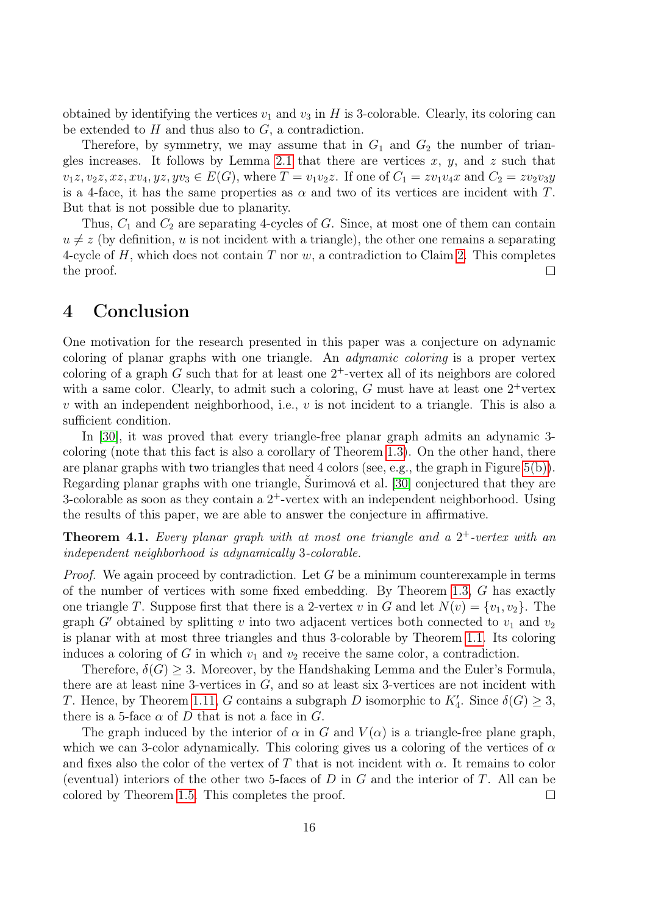obtained by identifying the vertices $v_1$ and $v_3$ in $H$ is 3-colorable. Clearly, its coloring can be extended to $H$ and thus also to $G$, a contradiction.

Therefore, by symmetry, we may assume that in $G_1$ and $G_2$ the number of triangles increases. It follows by Lemma 2.1 that there are vertices $x$, $y$, and $z$ such that $v_1z, v_2z, xz, xv_4, yz, yv_3 \in E(G)$, where $T = v_1v_2z$. If one of $C_1 = zv_1v_4x$ and $C_2 = zv_2v_3y$ is a 4-face, it has the same properties as $\alpha$ and two of its vertices are incident with $T$. But that is not possible due to planarity.

Thus, $C_1$ and $C_2$ are separating 4-cycles of $G$. Since, at most one of them can contain $u \neq z$ (by definition, $u$ is not incident with a triangle), the other one remains a separating 4-cycle of $H$, which does not contain $T$ nor $w$, a contradiction to Claim 2. This completes the proof. □

# 4 Conclusion

One motivation for the research presented in this paper was a conjecture on adynamic coloring of planar graphs with one triangle. An *adynamic coloring* is a proper vertex coloring of a graph $G$ such that for at least one $2^+$-vertex all of its neighbors are colored with a same color. Clearly, to admit such a coloring, $G$ must have at least one $2^+$vertex $v$ with an independent neighborhood, i.e., $v$ is not incident to a triangle. This is also a sufficient condition.

In [30], it was proved that every triangle-free planar graph admits an adynamic 3-coloring (note that this fact is also a corollary of Theorem 1.3). On the other hand, there are planar graphs with two triangles that need 4 colors (see, e.g., the graph in Figure 5(b)). Regarding planar graphs with one triangle, Šurimová et al. [30] conjectured that they are 3-colorable as soon as they contain a $2^+$-vertex with an independent neighborhood. Using the results of this paper, we are able to answer the conjecture in affirmative.

**Theorem 4.1.** *Every planar graph with at most one triangle and a $2^+$-vertex with an independent neighborhood is adynamically 3-colorable.*

*Proof.* We again proceed by contradiction. Let $G$ be a minimum counterexample in terms of the number of vertices with some fixed embedding. By Theorem 1.3, $G$ has exactly one triangle $T$. Suppose first that there is a 2-vertex $v$ in $G$ and let $N(v) = \{v_1, v_2\}$. The graph $G'$ obtained by splitting $v$ into two adjacent vertices both connected to $v_1$ and $v_2$ is planar with at most three triangles and thus 3-colorable by Theorem 1.1. Its coloring induces a coloring of $G$ in which $v_1$ and $v_2$ receive the same color, a contradiction.

Therefore, $\delta(G) \geq 3$. Moreover, by the Handshaking Lemma and the Euler's Formula, there are at least nine 3-vertices in $G$, and so at least six 3-vertices are not incident with $T$. Hence, by Theorem 1.11, $G$ contains a subgraph $D$ isomorphic to $K_4'$. Since $\delta(G) \geq 3$, there is a 5-face $\alpha$ of $D$ that is not a face in $G$.

The graph induced by the interior of $\alpha$ in $G$ and $V(\alpha)$ is a triangle-free plane graph, which we can 3-color adynamically. This coloring gives us a coloring of the vertices of $\alpha$ and fixes also the color of the vertex of $T$ that is not incident with $\alpha$. It remains to color (eventual) interiors of the other two 5-faces of $D$ in $G$ and the interior of $T$. All can be colored by Theorem 1.5. This completes the proof. □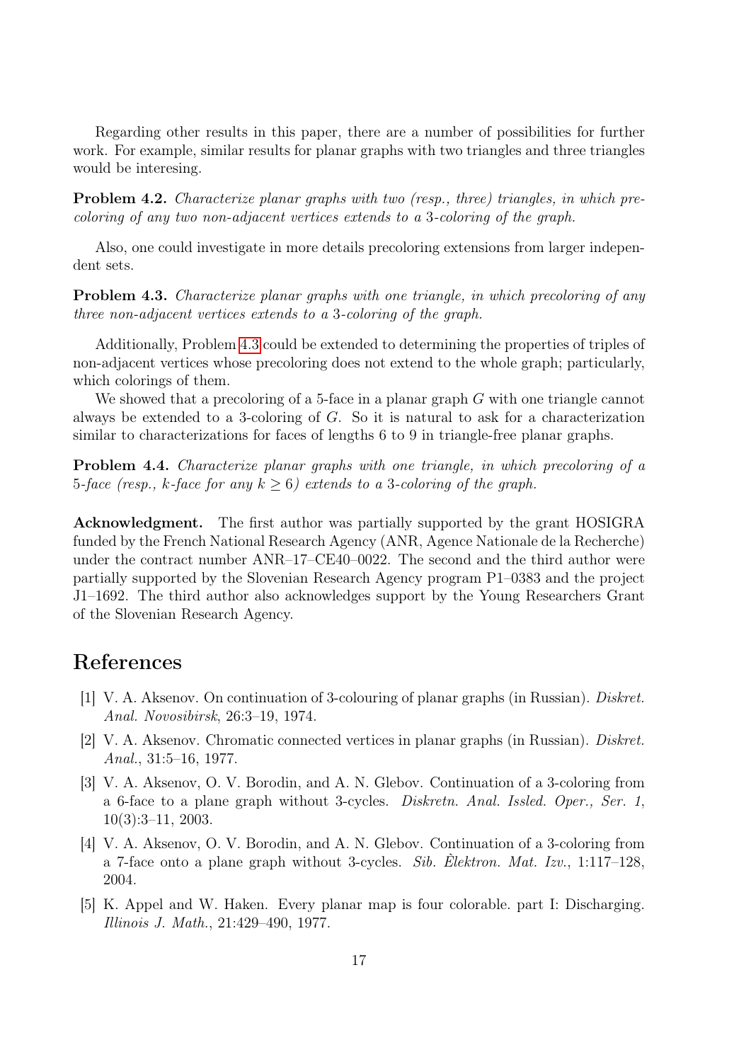Regarding other results in this paper, there are a number of possibilities for further work. For example, similar results for planar graphs with two triangles and three triangles would be interesing.

**Problem 4.2.** *Characterize planar graphs with two (resp., three) triangles, in which precoloring of any two non-adjacent vertices extends to a* 3*-coloring of the graph.*

Also, one could investigate in more details precoloring extensions from larger independent sets.

**Problem 4.3.** *Characterize planar graphs with one triangle, in which precoloring of any three non-adjacent vertices extends to a* 3*-coloring of the graph.*

Additionally, Problem 4.3 could be extended to determining the properties of triples of non-adjacent vertices whose precoloring does not extend to the whole graph; particularly, which colorings of them.

We showed that a precoloring of a 5-face in a planar graph $G$ with one triangle cannot always be extended to a 3-coloring of $G$. So it is natural to ask for a characterization similar to characterizations for faces of lengths 6 to 9 in triangle-free planar graphs.

**Problem 4.4.** *Characterize planar graphs with one triangle, in which precoloring of a* 5*-face (resp., $k$-face for any $k \geq 6$) extends to a* 3*-coloring of the graph.*

**Acknowledgment.** The first author was partially supported by the grant HOSIGRA funded by the French National Research Agency (ANR, Agence Nationale de la Recherche) under the contract number ANR–17–CE40–0022. The second and the third author were partially supported by the Slovenian Research Agency program P1–0383 and the project J1–1692. The third author also acknowledges support by the Young Researchers Grant of the Slovenian Research Agency.

# References

[1] V. A. Aksenov. On continuation of 3-colouring of planar graphs (in Russian). *Diskret. Anal. Novosibirsk*, 26:3–19, 1974.

[2] V. A. Aksenov. Chromatic connected vertices in planar graphs (in Russian). *Diskret. Anal.*, 31:5–16, 1977.

[3] V. A. Aksenov, O. V. Borodin, and A. N. Glebov. Continuation of a 3-coloring from a 6-face to a plane graph without 3-cycles. *Diskretn. Anal. Issled. Oper., Ser. 1*, 10(3):3–11, 2003.

[4] V. A. Aksenov, O. V. Borodin, and A. N. Glebov. Continuation of a 3-coloring from a 7-face onto a plane graph without 3-cycles. *Sib. Èlektron. Mat. Izv.*, 1:117–128, 2004.

[5] K. Appel and W. Haken. Every planar map is four colorable. part I: Discharging. *Illinois J. Math.*, 21:429–490, 1977.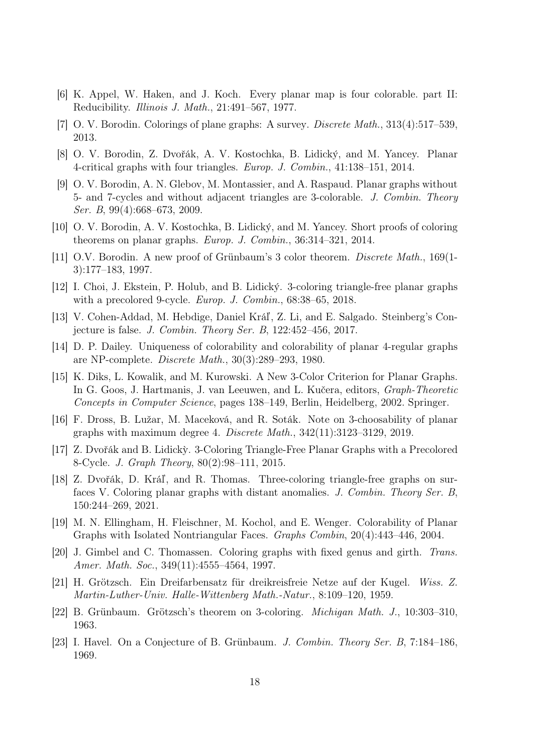[6] K. Appel, W. Haken, and J. Koch. Every planar map is four colorable. part II: Reducibility. *Illinois J. Math.*, 21:491–567, 1977.

[7] O. V. Borodin. Colorings of plane graphs: A survey. *Discrete Math.*, 313(4):517–539, 2013.

[8] O. V. Borodin, Z. Dvořák, A. V. Kostochka, B. Lidický, and M. Yancey. Planar 4-critical graphs with four triangles. *Europ. J. Combin.*, 41:138–151, 2014.

[9] O. V. Borodin, A. N. Glebov, M. Montassier, and A. Raspaud. Planar graphs without 5- and 7-cycles and without adjacent triangles are 3-colorable. *J. Combin. Theory Ser. B*, 99(4):668–673, 2009.

[10] O. V. Borodin, A. V. Kostochka, B. Lidický, and M. Yancey. Short proofs of coloring theorems on planar graphs. *Europ. J. Combin.*, 36:314–321, 2014.

[11] O.V. Borodin. A new proof of Grünbaum's 3 color theorem. *Discrete Math.*, 169(1-3):177–183, 1997.

[12] I. Choi, J. Ekstein, P. Holub, and B. Lidický. 3-coloring triangle-free planar graphs with a precolored 9-cycle. *Europ. J. Combin.*, 68:38–65, 2018.

[13] V. Cohen-Addad, M. Hebdige, Daniel Kráľ, Z. Li, and E. Salgado. Steinberg's Conjecture is false. *J. Combin. Theory Ser. B*, 122:452–456, 2017.

[14] D. P. Dailey. Uniqueness of colorability and colorability of planar 4-regular graphs are NP-complete. *Discrete Math.*, 30(3):289–293, 1980.

[15] K. Diks, L. Kowalik, and M. Kurowski. A New 3-Color Criterion for Planar Graphs. In G. Goos, J. Hartmanis, J. van Leeuwen, and L. Kučera, editors, *Graph-Theoretic Concepts in Computer Science*, pages 138–149, Berlin, Heidelberg, 2002. Springer.

[16] F. Dross, B. Lužar, M. Maceková, and R. Soták. Note on 3-choosability of planar graphs with maximum degree 4. *Discrete Math.*, 342(11):3123–3129, 2019.

[17] Z. Dvořák and B. Lidickỳ. 3-Coloring Triangle-Free Planar Graphs with a Precolored 8-Cycle. *J. Graph Theory*, 80(2):98–111, 2015.

[18] Z. Dvořák, D. Kráľ, and R. Thomas. Three-coloring triangle-free graphs on surfaces V. Coloring planar graphs with distant anomalies. *J. Combin. Theory Ser. B*, 150:244–269, 2021.

[19] M. N. Ellingham, H. Fleischner, M. Kochol, and E. Wenger. Colorability of Planar Graphs with Isolated Nontriangular Faces. *Graphs Combin*, 20(4):443–446, 2004.

[20] J. Gimbel and C. Thomassen. Coloring graphs with fixed genus and girth. *Trans. Amer. Math. Soc.*, 349(11):4555–4564, 1997.

[21] H. Grötzsch. Ein Dreifarbensatz für dreikreisfreie Netze auf der Kugel. *Wiss. Z. Martin-Luther-Univ. Halle-Wittenberg Math.-Natur.*, 8:109–120, 1959.

[22] B. Grünbaum. Grötzsch's theorem on 3-coloring. *Michigan Math. J.*, 10:303–310, 1963.

[23] I. Havel. On a Conjecture of B. Grünbaum. *J. Combin. Theory Ser. B*, 7:184–186, 1969.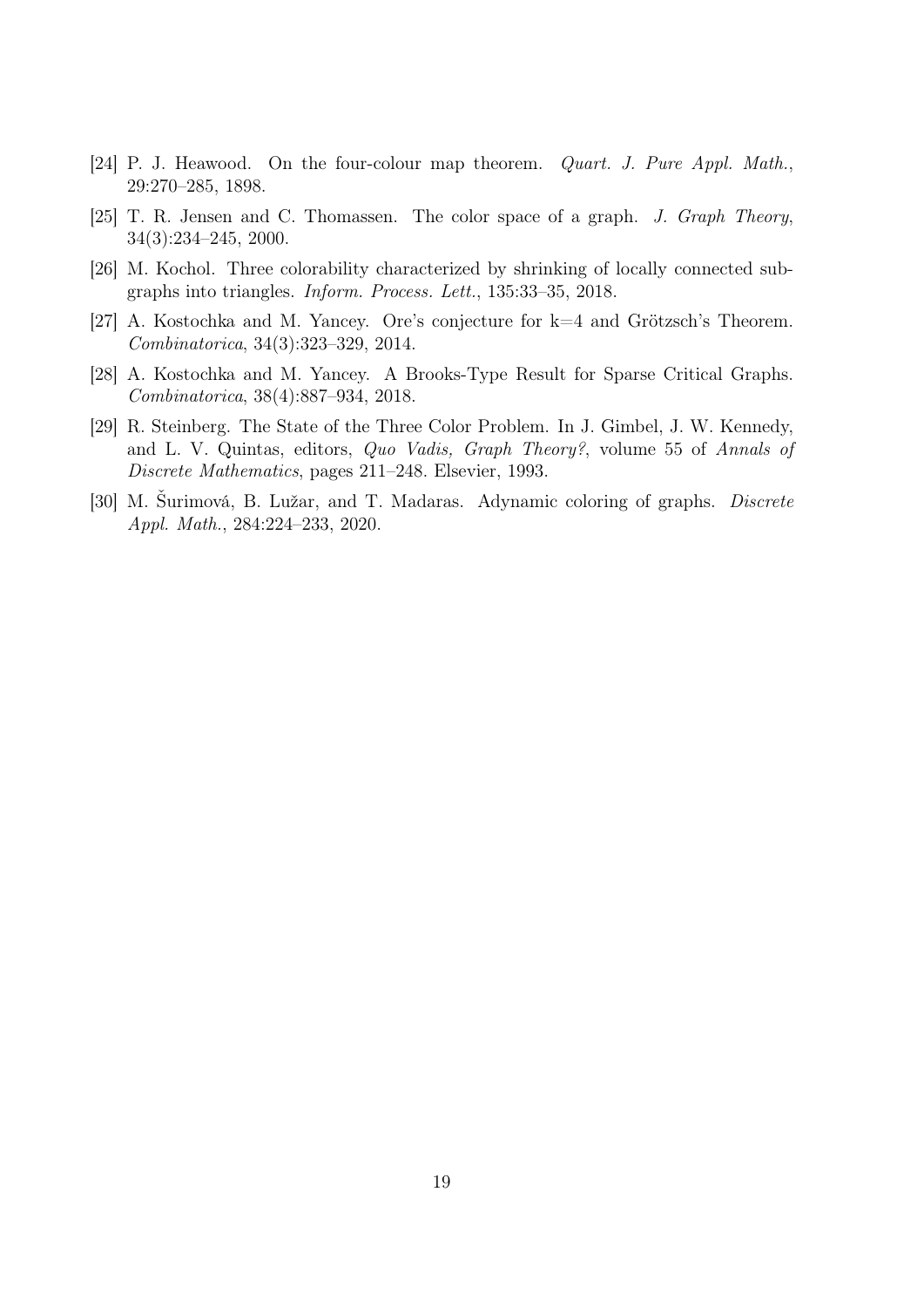- [24] P. J. Heawood. On the four-colour map theorem. *Quart. J. Pure Appl. Math.*, 29:270–285, 1898.
- [25] T. R. Jensen and C. Thomassen. The color space of a graph. *J. Graph Theory*, 34(3):234–245, 2000.
- [26] M. Kochol. Three colorability characterized by shrinking of locally connected subgraphs into triangles. *Inform. Process. Lett.*, 135:33–35, 2018.
- [27] A. Kostochka and M. Yancey. Ore's conjecture for k=4 and Grötzsch's Theorem. *Combinatorica*, 34(3):323–329, 2014.
- [28] A. Kostochka and M. Yancey. A Brooks-Type Result for Sparse Critical Graphs. *Combinatorica*, 38(4):887–934, 2018.
- [29] R. Steinberg. The State of the Three Color Problem. In J. Gimbel, J. W. Kennedy, and L. V. Quintas, editors, *Quo Vadis, Graph Theory?*, volume 55 of *Annals of Discrete Mathematics*, pages 211–248. Elsevier, 1993.
- [30] M. Šurimová, B. Lužar, and T. Madaras. Adynamic coloring of graphs. *Discrete Appl. Math.*, 284:224–233, 2020.